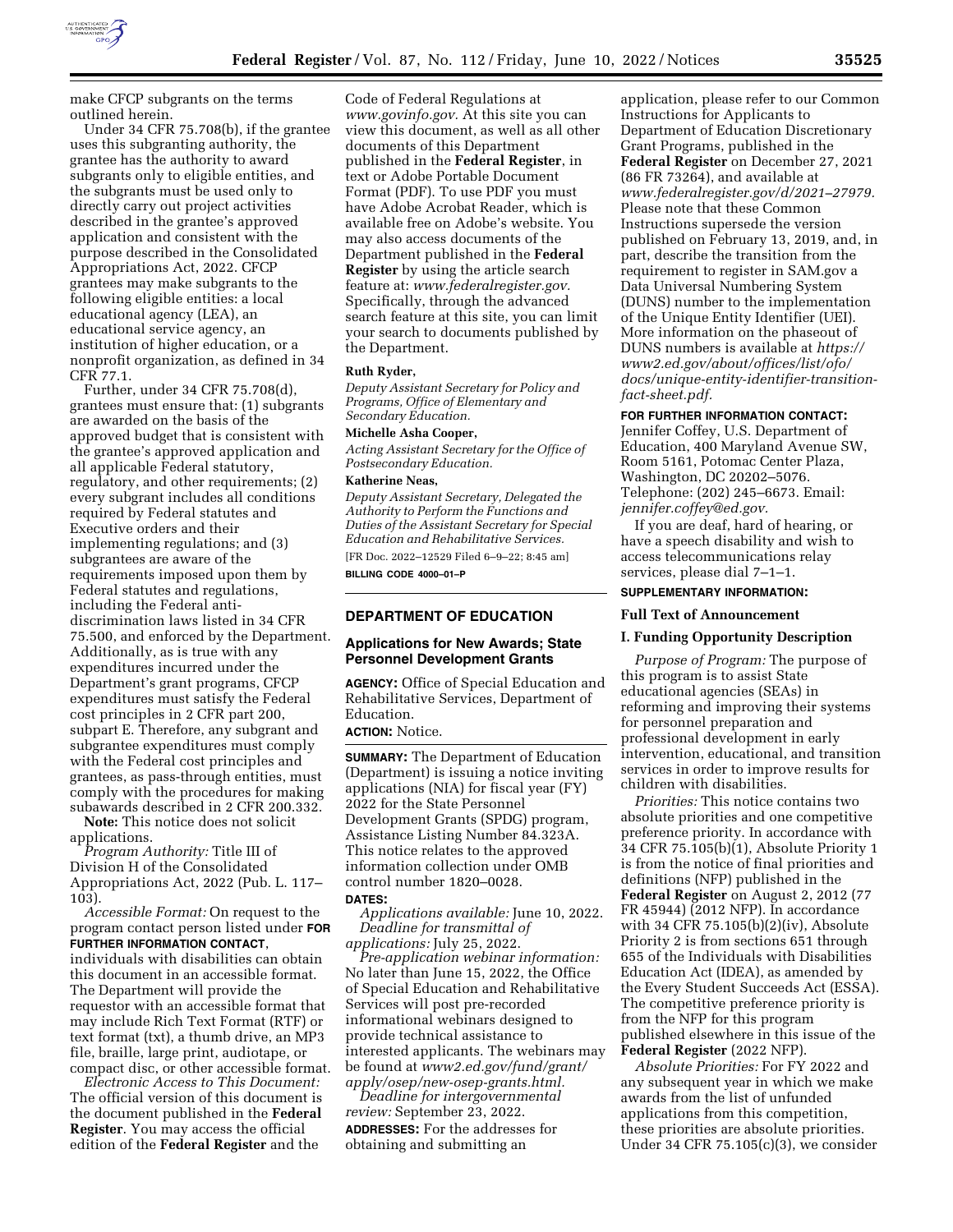make CFCP subgrants on the terms outlined herein.

Under 34 CFR 75.708(b), if the grantee uses this subgranting authority, the grantee has the authority to award subgrants only to eligible entities, and the subgrants must be used only to directly carry out project activities described in the grantee's approved application and consistent with the purpose described in the Consolidated Appropriations Act, 2022. CFCP grantees may make subgrants to the following eligible entities: a local educational agency (LEA), an educational service agency, an institution of higher education, or a nonprofit organization, as defined in 34 CFR 77.1.

Further, under 34 CFR 75.708(d), grantees must ensure that: (1) subgrants are awarded on the basis of the approved budget that is consistent with the grantee's approved application and all applicable Federal statutory, regulatory, and other requirements; (2) every subgrant includes all conditions required by Federal statutes and Executive orders and their implementing regulations; and (3) subgrantees are aware of the requirements imposed upon them by Federal statutes and regulations, including the Federal anti-discrimination laws listed in 34 CFR 75.500, and enforced by the Department. Additionally, as is true with any expenditures incurred under the Department's grant programs, CFCP expenditures must satisfy the Federal cost principles in 2 CFR part 200, subpart E. Therefore, any subgrant and subgrantee expenditures must comply with the Federal cost principles and grantees, as pass-through entities, must comply with the procedures for making subawards described in 2 CFR 200.332.

**Note:** This notice does not solicit applications.

*Program Authority:* Title III of Division H of the Consolidated Appropriations Act, 2022 (Pub. L. 117–103).

*Accessible Format:* On request to the program contact person listed under **FOR FURTHER INFORMATION CONTACT**, individuals with disabilities can obtain this document in an accessible format. The Department will provide the requestor with an accessible format that may include Rich Text Format (RTF) or text format (txt), a thumb drive, an MP3 file, braille, large print, audiotape, or compact disc, or other accessible format.

*Electronic Access to This Document:* The official version of this document is the document published in the **Federal Register**. You may access the official edition of the **Federal Register** and the Code of Federal Regulations at *www.govinfo.gov*. At this site you can view this document, as well as all other documents of this Department published in the **Federal Register**, in text or Adobe Portable Document Format (PDF). To use PDF you must have Adobe Acrobat Reader, which is available free on Adobe's website. You may also access documents of the Department published in the **Federal Register** by using the article search feature at: *www.federalregister.gov*. Specifically, through the advanced search feature at this site, you can limit your search to documents published by the Department.

**Ruth Ryder,**

*Deputy Assistant Secretary for Policy and Programs, Office of Elementary and Secondary Education.*

**Michelle Asha Cooper,**

*Acting Assistant Secretary for the Office of Postsecondary Education.*

**Katherine Neas,**

*Deputy Assistant Secretary, Delegated the Authority to Perform the Functions and Duties of the Assistant Secretary for Special Education and Rehabilitative Services.*

[FR Doc. 2022–12529 Filed 6–9–22; 8:45 am]

**BILLING CODE 4000–01–P**

## DEPARTMENT OF EDUCATION

### Applications for New Awards; State Personnel Development Grants

**AGENCY:** Office of Special Education and Rehabilitative Services, Department of Education.

**ACTION:** Notice.

**SUMMARY:** The Department of Education (Department) is issuing a notice inviting applications (NIA) for fiscal year (FY) 2022 for the State Personnel Development Grants (SPDG) program, Assistance Listing Number 84.323A. This notice relates to the approved information collection under OMB control number 1820–0028.

**DATES:**

*Applications available:* June 10, 2022.

*Deadline for transmittal of applications:* July 25, 2022.

*Pre-application webinar information:* No later than June 15, 2022, the Office of Special Education and Rehabilitative Services will post pre-recorded informational webinars designed to provide technical assistance to interested applicants. The webinars may be found at *www2.ed.gov/fund/grant/apply/osep/new-osep-grants.html*.

*Deadline for intergovernmental review:* September 23, 2022.

**ADDRESSES:** For the addresses for obtaining and submitting an application, please refer to our Common Instructions for Applicants to Department of Education Discretionary Grant Programs, published in the **Federal Register** on December 27, 2021 (86 FR 73264), and available at *www.federalregister.gov/d/2021–27979*. Please note that these Common Instructions supersede the version published on February 13, 2019, and, in part, describe the transition from the requirement to register in SAM.gov a Data Universal Numbering System (DUNS) number to the implementation of the Unique Entity Identifier (UEI). More information on the phaseout of DUNS numbers is available at *https://www2.ed.gov/about/offices/list/ofo/docs/unique-entity-identifier-transition-fact-sheet.pdf*.

**FOR FURTHER INFORMATION CONTACT:** Jennifer Coffey, U.S. Department of Education, 400 Maryland Avenue SW, Room 5161, Potomac Center Plaza, Washington, DC 20202–5076. Telephone: (202) 245–6673. Email: *jennifer.coffey@ed.gov*.

If you are deaf, hard of hearing, or have a speech disability and wish to access telecommunications relay services, please dial 7–1–1.

**SUPPLEMENTARY INFORMATION:**

### Full Text of Announcement

### I. Funding Opportunity Description

*Purpose of Program:* The purpose of this program is to assist State educational agencies (SEAs) in reforming and improving their systems for personnel preparation and professional development in early intervention, educational, and transition services in order to improve results for children with disabilities.

*Priorities:* This notice contains two absolute priorities and one competitive preference priority. In accordance with 34 CFR 75.105(b)(1), Absolute Priority 1 is from the notice of final priorities and definitions (NFP) published in the **Federal Register** on August 2, 2012 (77 FR 45944) (2012 NFP). In accordance with 34 CFR 75.105(b)(2)(iv), Absolute Priority 2 is from sections 651 through 655 of the Individuals with Disabilities Education Act (IDEA), as amended by the Every Student Succeeds Act (ESSA). The competitive preference priority is from the NFP for this program published elsewhere in this issue of the **Federal Register** (2022 NFP).

*Absolute Priorities:* For FY 2022 and any subsequent year in which we make awards from the list of unfunded applications from this competition, these priorities are absolute priorities. Under 34 CFR 75.105(c)(3), we consider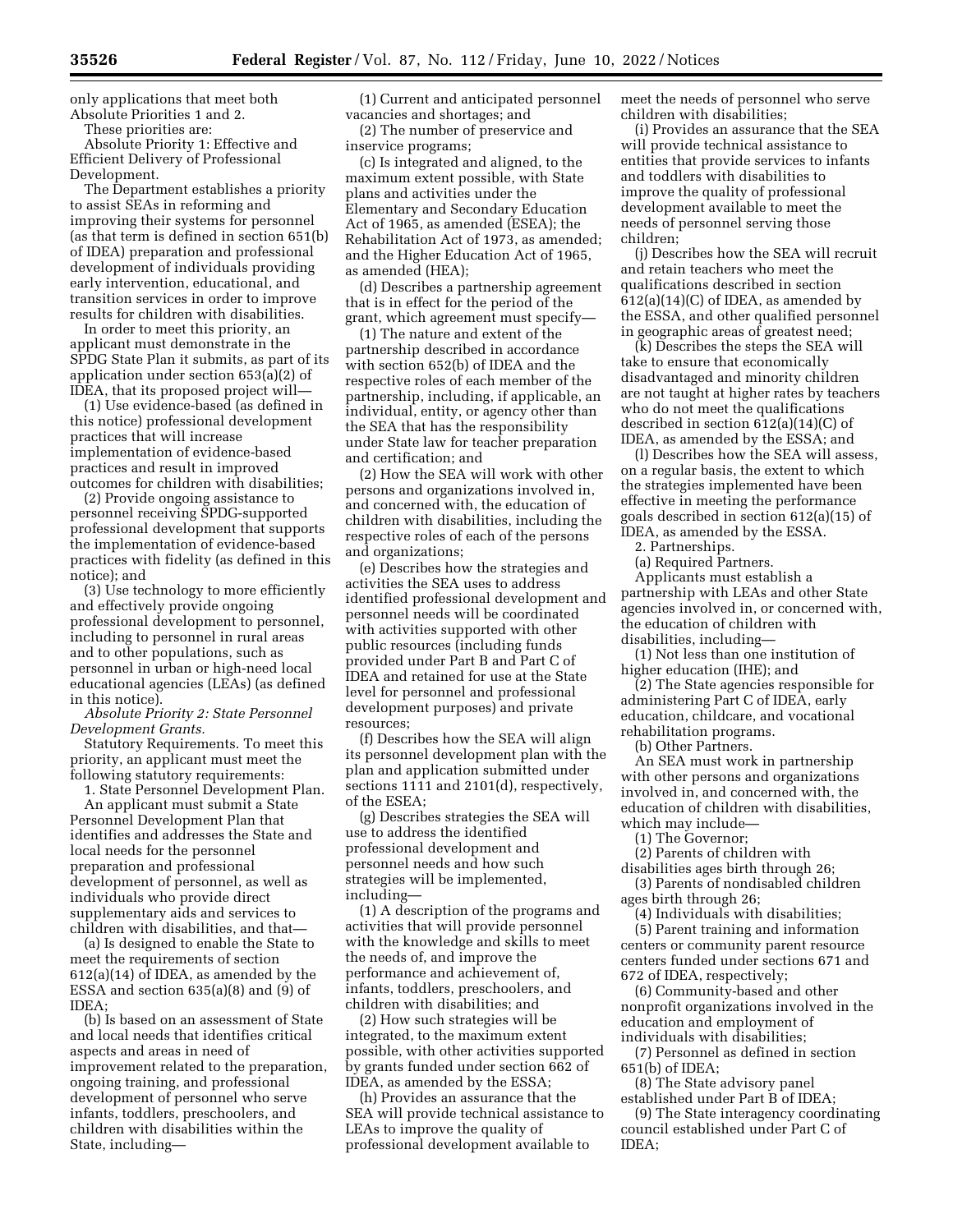only applications that meet both Absolute Priorities 1 and 2.

These priorities are:

Absolute Priority 1: Effective and Efficient Delivery of Professional Development.

The Department establishes a priority to assist SEAs in reforming and improving their systems for personnel (as that term is defined in section 651(b) of IDEA) preparation and professional development of individuals providing early intervention, educational, and transition services in order to improve results for children with disabilities.

In order to meet this priority, an applicant must demonstrate in the SPDG State Plan it submits, as part of its application under section 653(a)(2) of IDEA, that its proposed project will—

(1) Use evidence-based (as defined in this notice) professional development practices that will increase implementation of evidence-based practices and result in improved outcomes for children with disabilities;

(2) Provide ongoing assistance to personnel receiving SPDG-supported professional development that supports the implementation of evidence-based practices with fidelity (as defined in this notice); and

(3) Use technology to more efficiently and effectively provide ongoing professional development to personnel, including to personnel in rural areas and to other populations, such as personnel in urban or high-need local educational agencies (LEAs) (as defined in this notice).

*Absolute Priority 2: State Personnel Development Grants.*

Statutory Requirements. To meet this priority, an applicant must meet the following statutory requirements:

1. State Personnel Development Plan.

An applicant must submit a State Personnel Development Plan that identifies and addresses the State and local needs for the personnel preparation and professional development of personnel, as well as individuals who provide direct supplementary aids and services to children with disabilities, and that—

(a) Is designed to enable the State to meet the requirements of section 612(a)(14) of IDEA, as amended by the ESSA and section 635(a)(8) and (9) of IDEA;

(b) Is based on an assessment of State and local needs that identifies critical aspects and areas in need of improvement related to the preparation, ongoing training, and professional development of personnel who serve infants, toddlers, preschoolers, and children with disabilities within the State, including—

(1) Current and anticipated personnel vacancies and shortages; and

(2) The number of preservice and inservice programs;

(c) Is integrated and aligned, to the maximum extent possible, with State plans and activities under the Elementary and Secondary Education Act of 1965, as amended (ESEA); the Rehabilitation Act of 1973, as amended; and the Higher Education Act of 1965, as amended (HEA);

(d) Describes a partnership agreement that is in effect for the period of the grant, which agreement must specify—

(1) The nature and extent of the partnership described in accordance with section 652(b) of IDEA and the respective roles of each member of the partnership, including, if applicable, an individual, entity, or agency other than the SEA that has the responsibility under State law for teacher preparation and certification; and

(2) How the SEA will work with other persons and organizations involved in, and concerned with, the education of children with disabilities, including the respective roles of each of the persons and organizations;

(e) Describes how the strategies and activities the SEA uses to address identified professional development and personnel needs will be coordinated with activities supported with other public resources (including funds provided under Part B and Part C of IDEA and retained for use at the State level for personnel and professional development purposes) and private resources;

(f) Describes how the SEA will align its personnel development plan with the plan and application submitted under sections 1111 and 2101(d), respectively, of the ESEA;

(g) Describes strategies the SEA will use to address the identified professional development and personnel needs and how such strategies will be implemented, including—

(1) A description of the programs and activities that will provide personnel with the knowledge and skills to meet the needs of, and improve the performance and achievement of, infants, toddlers, preschoolers, and children with disabilities; and

(2) How such strategies will be integrated, to the maximum extent possible, with other activities supported by grants funded under section 662 of IDEA, as amended by the ESSA;

(h) Provides an assurance that the SEA will provide technical assistance to LEAs to improve the quality of professional development available to meet the needs of personnel who serve children with disabilities;

(i) Provides an assurance that the SEA will provide technical assistance to entities that provide services to infants and toddlers with disabilities to improve the quality of professional development available to meet the needs of personnel serving those children;

(j) Describes how the SEA will recruit and retain teachers who meet the qualifications described in section 612(a)(14)(C) of IDEA, as amended by the ESSA, and other qualified personnel in geographic areas of greatest need;

(k) Describes the steps the SEA will take to ensure that economically disadvantaged and minority children are not taught at higher rates by teachers who do not meet the qualifications described in section 612(a)(14)(C) of IDEA, as amended by the ESSA; and

(l) Describes how the SEA will assess, on a regular basis, the extent to which the strategies implemented have been effective in meeting the performance goals described in section 612(a)(15) of IDEA, as amended by the ESSA.

2. Partnerships.

(a) Required Partners.

Applicants must establish a partnership with LEAs and other State agencies involved in, or concerned with, the education of children with disabilities, including—

(1) Not less than one institution of higher education (IHE); and

(2) The State agencies responsible for administering Part C of IDEA, early education, childcare, and vocational rehabilitation programs.

(b) Other Partners.

An SEA must work in partnership with other persons and organizations involved in, and concerned with, the education of children with disabilities, which may include—

(1) The Governor;

(2) Parents of children with disabilities ages birth through 26;

(3) Parents of nondisabled children ages birth through 26;

(4) Individuals with disabilities;

(5) Parent training and information centers or community parent resource centers funded under sections 671 and 672 of IDEA, respectively;

(6) Community-based and other nonprofit organizations involved in the education and employment of individuals with disabilities;

(7) Personnel as defined in section 651(b) of IDEA;

(8) The State advisory panel established under Part B of IDEA;

(9) The State interagency coordinating council established under Part C of IDEA;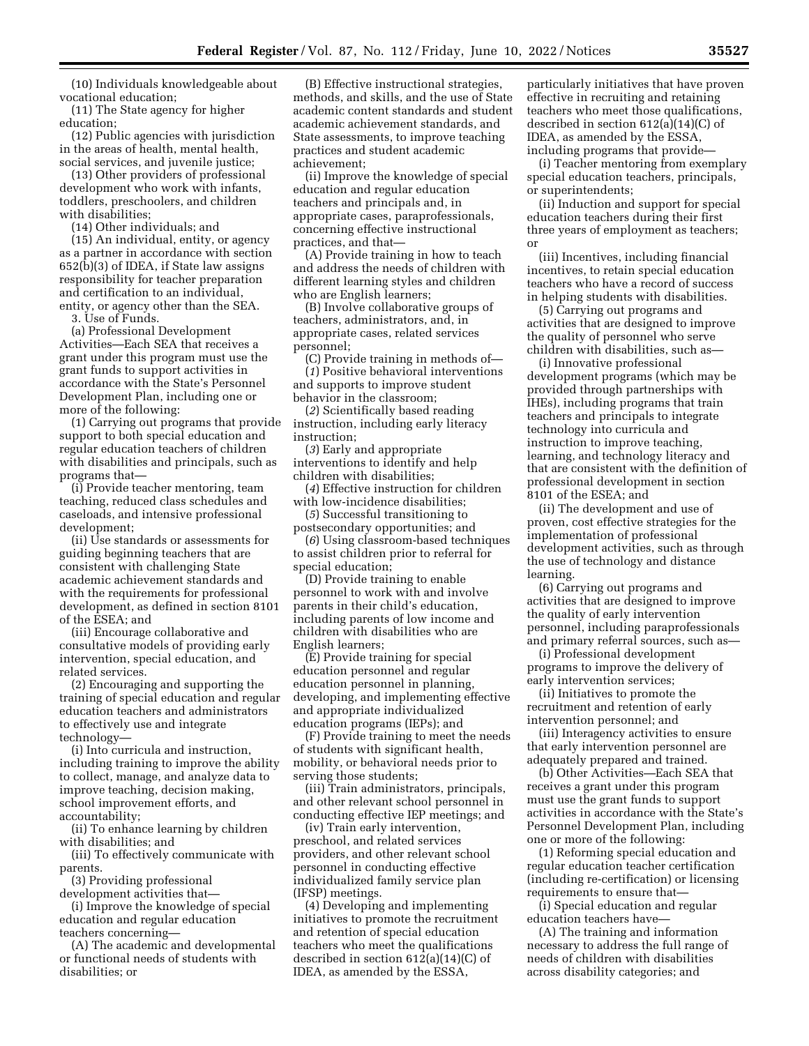(10) Individuals knowledgeable about vocational education;

(11) The State agency for higher education;

(12) Public agencies with jurisdiction in the areas of health, mental health, social services, and juvenile justice;

(13) Other providers of professional development who work with infants, toddlers, preschoolers, and children with disabilities;

(14) Other individuals; and

(15) An individual, entity, or agency as a partner in accordance with section 652(b)(3) of IDEA, if State law assigns responsibility for teacher preparation and certification to an individual, entity, or agency other than the SEA.

3. Use of Funds.

(a) Professional Development Activities—Each SEA that receives a grant under this program must use the grant funds to support activities in accordance with the State's Personnel Development Plan, including one or more of the following:

(1) Carrying out programs that provide support to both special education and regular education teachers of children with disabilities and principals, such as programs that—

(i) Provide teacher mentoring, team teaching, reduced class schedules and caseloads, and intensive professional development;

(ii) Use standards or assessments for guiding beginning teachers that are consistent with challenging State academic achievement standards and with the requirements for professional development, as defined in section 8101 of the ESEA; and

(iii) Encourage collaborative and consultative models of providing early intervention, special education, and related services.

(2) Encouraging and supporting the training of special education and regular education teachers and administrators to effectively use and integrate technology—

(i) Into curricula and instruction, including training to improve the ability to collect, manage, and analyze data to improve teaching, decision making, school improvement efforts, and accountability;

(ii) To enhance learning by children with disabilities; and

(iii) To effectively communicate with parents.

(3) Providing professional development activities that—

(i) Improve the knowledge of special education and regular education teachers concerning—

(A) The academic and developmental or functional needs of students with disabilities; or

(B) Effective instructional strategies, methods, and skills, and the use of State academic content standards and student academic achievement standards, and State assessments, to improve teaching practices and student academic achievement;

(ii) Improve the knowledge of special education and regular education teachers and principals and, in appropriate cases, paraprofessionals, concerning effective instructional practices, and that—

(A) Provide training in how to teach and address the needs of children with different learning styles and children who are English learners;

(B) Involve collaborative groups of teachers, administrators, and, in appropriate cases, related services personnel;

(C) Provide training in methods of—

(*1*) Positive behavioral interventions and supports to improve student behavior in the classroom;

(*2*) Scientifically based reading instruction, including early literacy instruction;

(*3*) Early and appropriate interventions to identify and help children with disabilities;

(*4*) Effective instruction for children with low-incidence disabilities;

(*5*) Successful transitioning to postsecondary opportunities; and

(*6*) Using classroom-based techniques to assist children prior to referral for special education;

(D) Provide training to enable personnel to work with and involve parents in their child's education, including parents of low income and children with disabilities who are English learners;

(E) Provide training for special education personnel and regular education personnel in planning, developing, and implementing effective and appropriate individualized education programs (IEPs); and

(F) Provide training to meet the needs of students with significant health, mobility, or behavioral needs prior to serving those students;

(iii) Train administrators, principals, and other relevant school personnel in conducting effective IEP meetings; and

(iv) Train early intervention, preschool, and related services providers, and other relevant school personnel in conducting effective individualized family service plan (IFSP) meetings.

(4) Developing and implementing initiatives to promote the recruitment and retention of special education teachers who meet the qualifications described in section 612(a)(14)(C) of IDEA, as amended by the ESSA, particularly initiatives that have proven effective in recruiting and retaining teachers who meet those qualifications, described in section 612(a)(14)(C) of IDEA, as amended by the ESSA, including programs that provide—

(i) Teacher mentoring from exemplary special education teachers, principals, or superintendents;

(ii) Induction and support for special education teachers during their first three years of employment as teachers; or

(iii) Incentives, including financial incentives, to retain special education teachers who have a record of success in helping students with disabilities.

(5) Carrying out programs and activities that are designed to improve the quality of personnel who serve children with disabilities, such as—

(i) Innovative professional development programs (which may be provided through partnerships with IHEs), including programs that train teachers and principals to integrate technology into curricula and instruction to improve teaching, learning, and technology literacy and that are consistent with the definition of professional development in section 8101 of the ESEA; and

(ii) The development and use of proven, cost effective strategies for the implementation of professional development activities, such as through the use of technology and distance learning.

(6) Carrying out programs and activities that are designed to improve the quality of early intervention personnel, including paraprofessionals and primary referral sources, such as—

(i) Professional development programs to improve the delivery of early intervention services;

(ii) Initiatives to promote the recruitment and retention of early intervention personnel; and

(iii) Interagency activities to ensure that early intervention personnel are adequately prepared and trained.

(b) Other Activities—Each SEA that receives a grant under this program must use the grant funds to support activities in accordance with the State's Personnel Development Plan, including one or more of the following:

(1) Reforming special education and regular education teacher certification (including re-certification) or licensing requirements to ensure that—

(i) Special education and regular education teachers have—

(A) The training and information necessary to address the full range of needs of children with disabilities across disability categories; and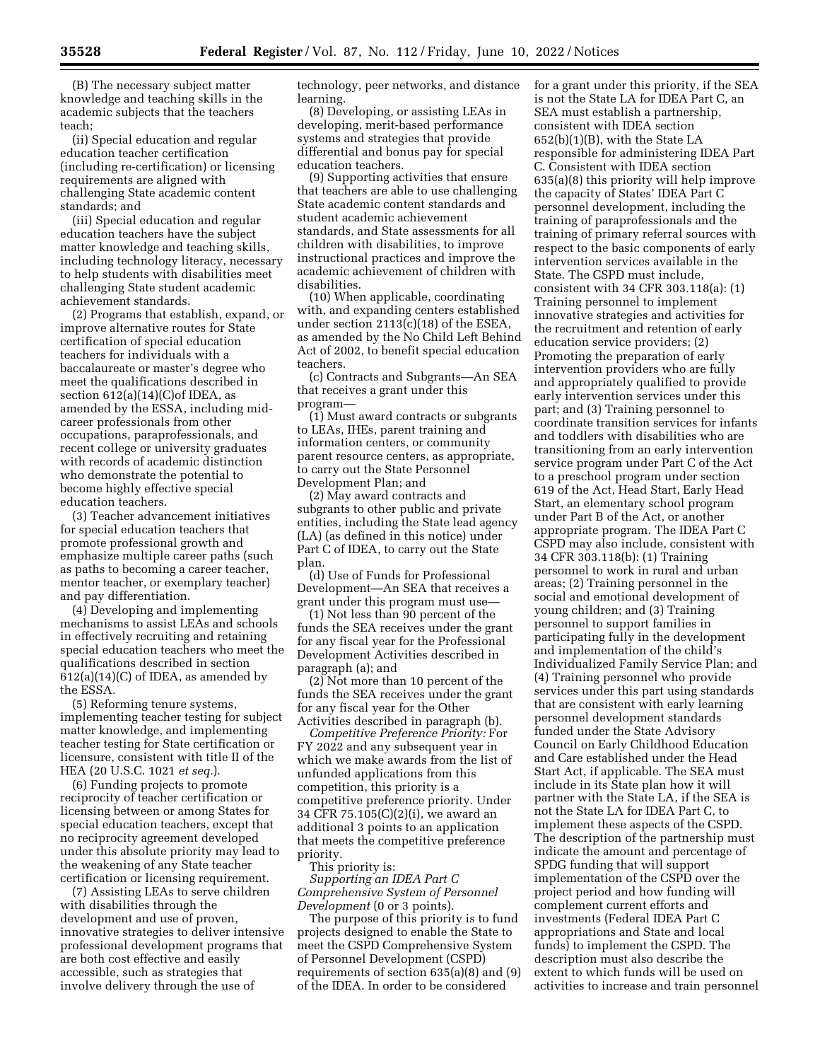(B) The necessary subject matter knowledge and teaching skills in the academic subjects that the teachers teach;

(ii) Special education and regular education teacher certification (including re-certification) or licensing requirements are aligned with challenging State academic content standards; and

(iii) Special education and regular education teachers have the subject matter knowledge and teaching skills, including technology literacy, necessary to help students with disabilities meet challenging State student academic achievement standards.

(2) Programs that establish, expand, or improve alternative routes for State certification of special education teachers for individuals with a baccalaureate or master's degree who meet the qualifications described in section 612(a)(14)(C)of IDEA, as amended by the ESSA, including mid-career professionals from other occupations, paraprofessionals, and recent college or university graduates with records of academic distinction who demonstrate the potential to become highly effective special education teachers.

(3) Teacher advancement initiatives for special education teachers that promote professional growth and emphasize multiple career paths (such as paths to becoming a career teacher, mentor teacher, or exemplary teacher) and pay differentiation.

(4) Developing and implementing mechanisms to assist LEAs and schools in effectively recruiting and retaining special education teachers who meet the qualifications described in section 612(a)(14)(C) of IDEA, as amended by the ESSA.

(5) Reforming tenure systems, implementing teacher testing for subject matter knowledge, and implementing teacher testing for State certification or licensure, consistent with title II of the HEA (20 U.S.C. 1021 *et seq.*).

(6) Funding projects to promote reciprocity of teacher certification or licensing between or among States for special education teachers, except that no reciprocity agreement developed under this absolute priority may lead to the weakening of any State teacher certification or licensing requirement.

(7) Assisting LEAs to serve children with disabilities through the development and use of proven, innovative strategies to deliver intensive professional development programs that are both cost effective and easily accessible, such as strategies that involve delivery through the use of technology, peer networks, and distance learning.

(8) Developing, or assisting LEAs in developing, merit-based performance systems and strategies that provide differential and bonus pay for special education teachers.

(9) Supporting activities that ensure that teachers are able to use challenging State academic content standards and student academic achievement standards, and State assessments for all children with disabilities, to improve instructional practices and improve the academic achievement of children with disabilities.

(10) When applicable, coordinating with, and expanding centers established under section 2113(c)(18) of the ESEA, as amended by the No Child Left Behind Act of 2002, to benefit special education teachers.

(c) Contracts and Subgrants—An SEA that receives a grant under this program—

(1) Must award contracts or subgrants to LEAs, IHEs, parent training and information centers, or community parent resource centers, as appropriate, to carry out the State Personnel Development Plan; and

(2) May award contracts and subgrants to other public and private entities, including the State lead agency (LA) (as defined in this notice) under Part C of IDEA, to carry out the State plan.

(d) Use of Funds for Professional Development—An SEA that receives a grant under this program must use—

(1) Not less than 90 percent of the funds the SEA receives under the grant for any fiscal year for the Professional Development Activities described in paragraph (a); and

(2) Not more than 10 percent of the funds the SEA receives under the grant for any fiscal year for the Other Activities described in paragraph (b).

*Competitive Preference Priority:* For FY 2022 and any subsequent year in which we make awards from the list of unfunded applications from this competition, this priority is a competitive preference priority. Under 34 CFR 75.105(C)(2)(i), we award an additional 3 points to an application that meets the competitive preference priority.

This priority is:

*Supporting an IDEA Part C Comprehensive System of Personnel Development* (0 or 3 points).

The purpose of this priority is to fund projects designed to enable the State to meet the CSPD Comprehensive System of Personnel Development (CSPD) requirements of section 635(a)(8) and (9) of the IDEA. In order to be considered for a grant under this priority, if the SEA is not the State LA for IDEA Part C, an SEA must establish a partnership, consistent with IDEA section 652(b)(1)(B), with the State LA responsible for administering IDEA Part C. Consistent with IDEA section 635(a)(8) this priority will help improve the capacity of States' IDEA Part C personnel development, including the training of paraprofessionals and the training of primary referral sources with respect to the basic components of early intervention services available in the State. The CSPD must include, consistent with 34 CFR 303.118(a): (1) Training personnel to implement innovative strategies and activities for the recruitment and retention of early education service providers; (2) Promoting the preparation of early intervention providers who are fully and appropriately qualified to provide early intervention services under this part; and (3) Training personnel to coordinate transition services for infants and toddlers with disabilities who are transitioning from an early intervention service program under Part C of the Act to a preschool program under section 619 of the Act, Head Start, Early Head Start, an elementary school program under Part B of the Act, or another appropriate program. The IDEA Part C CSPD may also include, consistent with 34 CFR 303.118(b): (1) Training personnel to work in rural and urban areas; (2) Training personnel in the social and emotional development of young children; and (3) Training personnel to support families in participating fully in the development and implementation of the child's Individualized Family Service Plan; and (4) Training personnel who provide services under this part using standards that are consistent with early learning personnel development standards funded under the State Advisory Council on Early Childhood Education and Care established under the Head Start Act, if applicable. The SEA must include in its State plan how it will partner with the State LA, if the SEA is not the State LA for IDEA Part C, to implement these aspects of the CSPD. The description of the partnership must indicate the amount and percentage of SPDG funding that will support implementation of the CSPD over the project period and how funding will complement current efforts and investments (Federal IDEA Part C appropriations and State and local funds) to implement the CSPD. The description must also describe the extent to which funds will be used on activities to increase and train personnel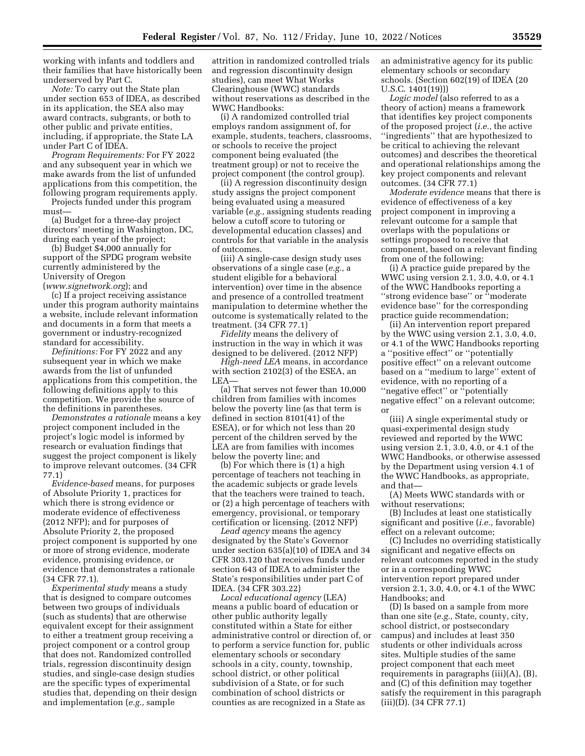working with infants and toddlers and their families that have historically been underserved by Part C.

*Note:* To carry out the State plan under section 653 of IDEA, as described in its application, the SEA also may award contracts, subgrants, or both to other public and private entities, including, if appropriate, the State LA under Part C of IDEA.

*Program Requirements:* For FY 2022 and any subsequent year in which we make awards from the list of unfunded applications from this competition, the following program requirements apply.

Projects funded under this program must—

(a) Budget for a three-day project directors' meeting in Washington, DC, during each year of the project;

(b) Budget $4,000 annually for support of the SPDG program website currently administered by the University of Oregon (*www.signetwork.org*); and

(c) If a project receiving assistance under this program authority maintains a website, include relevant information and documents in a form that meets a government or industry-recognized standard for accessibility.

*Definitions:* For FY 2022 and any subsequent year in which we make awards from the list of unfunded applications from this competition, the following definitions apply to this competition. We provide the source of the definitions in parentheses.

*Demonstrates a rationale* means a key project component included in the project's logic model is informed by research or evaluation findings that suggest the project component is likely to improve relevant outcomes. (34 CFR 77.1)

*Evidence-based* means, for purposes of Absolute Priority 1, practices for which there is strong evidence or moderate evidence of effectiveness (2012 NFP); and for purposes of Absolute Priority 2, the proposed project component is supported by one or more of strong evidence, moderate evidence, promising evidence, or evidence that demonstrates a rationale (34 CFR 77.1).

*Experimental study* means a study that is designed to compare outcomes between two groups of individuals (such as students) that are otherwise equivalent except for their assignment to either a treatment group receiving a project component or a control group that does not. Randomized controlled trials, regression discontinuity design studies, and single-case design studies are the specific types of experimental studies that, depending on their design and implementation (*e.g.,* sample attrition in randomized controlled trials and regression discontinuity design studies), can meet What Works Clearinghouse (WWC) standards without reservations as described in the WWC Handbooks:

(i) A randomized controlled trial employs random assignment of, for example, students, teachers, classrooms, or schools to receive the project component being evaluated (the treatment group) or not to receive the project component (the control group).

(ii) A regression discontinuity design study assigns the project component being evaluated using a measured variable (*e.g.,* assigning students reading below a cutoff score to tutoring or developmental education classes) and controls for that variable in the analysis of outcomes.

(iii) A single-case design study uses observations of a single case (*e.g.,* a student eligible for a behavioral intervention) over time in the absence and presence of a controlled treatment manipulation to determine whether the outcome is systematically related to the treatment. (34 CFR 77.1)

*Fidelity* means the delivery of instruction in the way in which it was designed to be delivered. (2012 NFP)

*High-need LEA* means, in accordance with section 2102(3) of the ESEA, an LEA—

(a) That serves not fewer than 10,000 children from families with incomes below the poverty line (as that term is defined in section 8101(41) of the ESEA), or for which not less than 20 percent of the children served by the LEA are from families with incomes below the poverty line; and

(b) For which there is (1) a high percentage of teachers not teaching in the academic subjects or grade levels that the teachers were trained to teach, or (2) a high percentage of teachers with emergency, provisional, or temporary certification or licensing. (2012 NFP)

*Lead agency* means the agency designated by the State's Governor under section 635(a)(10) of IDEA and 34 CFR 303.120 that receives funds under section 643 of IDEA to administer the State's responsibilities under part C of IDEA. (34 CFR 303.22)

*Local educational agency* (LEA) means a public board of education or other public authority legally constituted within a State for either administrative control or direction of, or to perform a service function for, public elementary schools or secondary schools in a city, county, township, school district, or other political subdivision of a State, or for such combination of school districts or counties as are recognized in a State as an administrative agency for its public elementary schools or secondary schools. (Section 602(19) of IDEA (20 U.S.C. 1401(19)))

*Logic model* (also referred to as a theory of action) means a framework that identifies key project components of the proposed project (*i.e.,* the active ''ingredients'' that are hypothesized to be critical to achieving the relevant outcomes) and describes the theoretical and operational relationships among the key project components and relevant outcomes. (34 CFR 77.1)

*Moderate evidence* means that there is evidence of effectiveness of a key project component in improving a relevant outcome for a sample that overlaps with the populations or settings proposed to receive that component, based on a relevant finding from one of the following:

(i) A practice guide prepared by the WWC using version 2.1, 3.0, 4.0, or 4.1 of the WWC Handbooks reporting a ''strong evidence base'' or ''moderate evidence base'' for the corresponding practice guide recommendation;

(ii) An intervention report prepared by the WWC using version 2.1, 3.0, 4.0, or 4.1 of the WWC Handbooks reporting a ''positive effect'' or ''potentially positive effect'' on a relevant outcome based on a ''medium to large'' extent of evidence, with no reporting of a ''negative effect'' or ''potentially negative effect'' on a relevant outcome; or

(iii) A single experimental study or quasi-experimental design study reviewed and reported by the WWC using version 2.1, 3.0, 4.0, or 4.1 of the WWC Handbooks, or otherwise assessed by the Department using version 4.1 of the WWC Handbooks, as appropriate, and that—

(A) Meets WWC standards with or without reservations;

(B) Includes at least one statistically significant and positive (*i.e.,* favorable) effect on a relevant outcome;

(C) Includes no overriding statistically significant and negative effects on relevant outcomes reported in the study or in a corresponding WWC intervention report prepared under version 2.1, 3.0, 4.0, or 4.1 of the WWC Handbooks; and

(D) Is based on a sample from more than one site (*e.g.,* State, county, city, school district, or postsecondary campus) and includes at least 350 students or other individuals across sites. Multiple studies of the same project component that each meet requirements in paragraphs (iii)(A), (B), and (C) of this definition may together satisfy the requirement in this paragraph (iii)(D). (34 CFR 77.1)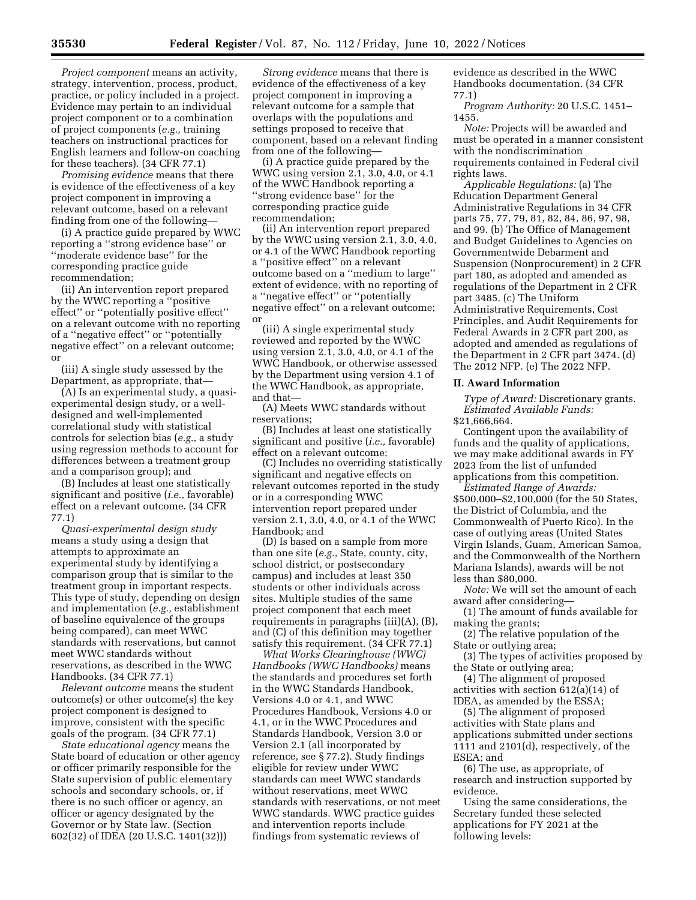*Project component* means an activity, strategy, intervention, process, product, practice, or policy included in a project. Evidence may pertain to an individual project component or to a combination of project components (*e.g.,* training teachers on instructional practices for English learners and follow-on coaching for these teachers). (34 CFR 77.1)

*Promising evidence* means that there is evidence of the effectiveness of a key project component in improving a relevant outcome, based on a relevant finding from one of the following—

(i) A practice guide prepared by WWC reporting a ''strong evidence base'' or ''moderate evidence base'' for the corresponding practice guide recommendation;

(ii) An intervention report prepared by the WWC reporting a ''positive effect'' or ''potentially positive effect'' on a relevant outcome with no reporting of a ''negative effect'' or ''potentially negative effect'' on a relevant outcome; or

(iii) A single study assessed by the Department, as appropriate, that—

(A) Is an experimental study, a quasi-experimental design study, or a well-designed and well-implemented correlational study with statistical controls for selection bias (*e.g.,* a study using regression methods to account for differences between a treatment group and a comparison group); and

(B) Includes at least one statistically significant and positive (*i.e.,* favorable) effect on a relevant outcome. (34 CFR 77.1)

*Quasi-experimental design study* means a study using a design that attempts to approximate an experimental study by identifying a comparison group that is similar to the treatment group in important respects. This type of study, depending on design and implementation (*e.g.,* establishment of baseline equivalence of the groups being compared), can meet WWC standards with reservations, but cannot meet WWC standards without reservations, as described in the WWC Handbooks. (34 CFR 77.1)

*Relevant outcome* means the student outcome(s) or other outcome(s) the key project component is designed to improve, consistent with the specific goals of the program. (34 CFR 77.1)

*State educational agency* means the State board of education or other agency or officer primarily responsible for the State supervision of public elementary schools and secondary schools, or, if there is no such officer or agency, an officer or agency designated by the Governor or by State law. (Section 602(32) of IDEA (20 U.S.C. 1401(32)))

*Strong evidence* means that there is evidence of the effectiveness of a key project component in improving a relevant outcome for a sample that overlaps with the populations and settings proposed to receive that component, based on a relevant finding from one of the following—

(i) A practice guide prepared by the WWC using version 2.1, 3.0, 4.0, or 4.1 of the WWC Handbook reporting a ''strong evidence base'' for the corresponding practice guide recommendation;

(ii) An intervention report prepared by the WWC using version 2.1, 3.0, 4.0, or 4.1 of the WWC Handbook reporting a ''positive effect'' on a relevant outcome based on a ''medium to large'' extent of evidence, with no reporting of a ''negative effect'' or ''potentially negative effect'' on a relevant outcome; or

(iii) A single experimental study reviewed and reported by the WWC using version 2.1, 3.0, 4.0, or 4.1 of the WWC Handbook, or otherwise assessed by the Department using version 4.1 of the WWC Handbook, as appropriate, and that—

(A) Meets WWC standards without reservations;

(B) Includes at least one statistically significant and positive (*i.e.,* favorable) effect on a relevant outcome;

(C) Includes no overriding statistically significant and negative effects on relevant outcomes reported in the study or in a corresponding WWC intervention report prepared under version 2.1, 3.0, 4.0, or 4.1 of the WWC Handbook; and

(D) Is based on a sample from more than one site (*e.g.,* State, county, city, school district, or postsecondary campus) and includes at least 350 students or other individuals across sites. Multiple studies of the same project component that each meet requirements in paragraphs (iii)(A), (B), and (C) of this definition may together satisfy this requirement. (34 CFR 77.1)

*What Works Clearinghouse (WWC) Handbooks (WWC Handbooks)* means the standards and procedures set forth in the WWC Standards Handbook, Versions 4.0 or 4.1, and WWC Procedures Handbook, Versions 4.0 or 4.1, or in the WWC Procedures and Standards Handbook, Version 3.0 or Version 2.1 (all incorporated by reference, see § 77.2). Study findings eligible for review under WWC standards can meet WWC standards without reservations, meet WWC standards with reservations, or not meet WWC standards. WWC practice guides and intervention reports include findings from systematic reviews of evidence as described in the WWC Handbooks documentation. (34 CFR 77.1)

*Program Authority:* 20 U.S.C. 1451–1455.

*Note:* Projects will be awarded and must be operated in a manner consistent with the nondiscrimination requirements contained in Federal civil rights laws.

*Applicable Regulations:* (a) The Education Department General Administrative Regulations in 34 CFR parts 75, 77, 79, 81, 82, 84, 86, 97, 98, and 99. (b) The Office of Management and Budget Guidelines to Agencies on Governmentwide Debarment and Suspension (Nonprocurement) in 2 CFR part 180, as adopted and amended as regulations of the Department in 2 CFR part 3485. (c) The Uniform Administrative Requirements, Cost Principles, and Audit Requirements for Federal Awards in 2 CFR part 200, as adopted and amended as regulations of the Department in 2 CFR part 3474. (d) The 2012 NFP. (e) The 2022 NFP.

## II. Award Information

*Type of Award:* Discretionary grants.

*Estimated Available Funds:* $21,666,664.

Contingent upon the availability of funds and the quality of applications, we may make additional awards in FY 2023 from the list of unfunded applications from this competition.

*Estimated Range of Awards:* $500,000–$2,100,000 (for the 50 States, the District of Columbia, and the Commonwealth of Puerto Rico). In the case of outlying areas (United States Virgin Islands, Guam, American Samoa, and the Commonwealth of the Northern Mariana Islands), awards will be not less than $80,000.

*Note:* We will set the amount of each award after considering—

(1) The amount of funds available for making the grants;

(2) The relative population of the State or outlying area;

(3) The types of activities proposed by the State or outlying area;

(4) The alignment of proposed activities with section 612(a)(14) of IDEA, as amended by the ESSA;

(5) The alignment of proposed activities with State plans and applications submitted under sections 1111 and 2101(d), respectively, of the ESEA; and

(6) The use, as appropriate, of research and instruction supported by evidence.

Using the same considerations, the Secretary funded these selected applications for FY 2021 at the following levels: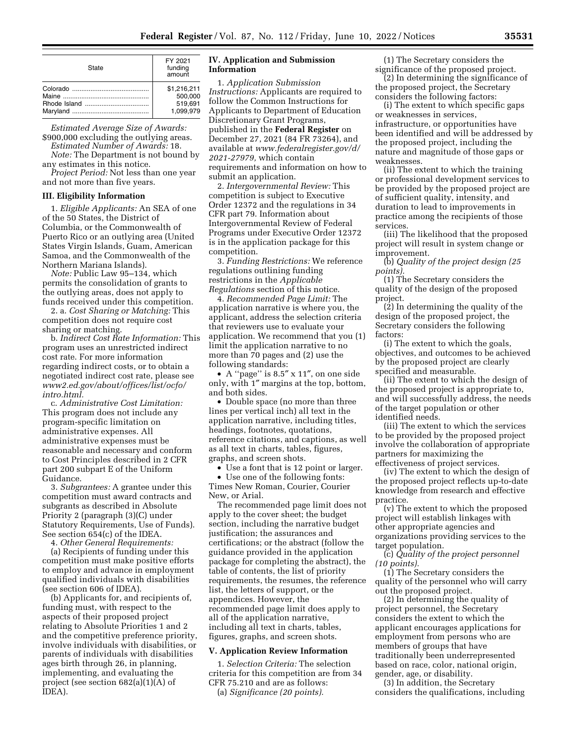| State | FY 2021 funding amount |
|---|---|
| Colorado | $1,216,211 |
| Maine | 500,000 |
| Rhode Island | 519,691 |
| Maryland | 1,099,979 |

*Estimated Average Size of Awards:* $900,000 excluding the outlying areas.

*Estimated Number of Awards:* 18.

*Note:* The Department is not bound by any estimates in this notice.

*Project Period:* Not less than one year and not more than five years.

### III. Eligibility Information

1. *Eligible Applicants:* An SEA of one of the 50 States, the District of Columbia, or the Commonwealth of Puerto Rico or an outlying area (United States Virgin Islands, Guam, American Samoa, and the Commonwealth of the Northern Mariana Islands).

*Note:* Public Law 95–134, which permits the consolidation of grants to the outlying areas, does not apply to funds received under this competition.

2. a. *Cost Sharing or Matching:* This competition does not require cost sharing or matching.

b. *Indirect Cost Rate Information:* This program uses an unrestricted indirect cost rate. For more information regarding indirect costs, or to obtain a negotiated indirect cost rate, please see *www2.ed.gov/about/offices/list/ocfo/intro.html.*

c. *Administrative Cost Limitation:* This program does not include any program-specific limitation on administrative expenses. All administrative expenses must be reasonable and necessary and conform to Cost Principles described in 2 CFR part 200 subpart E of the Uniform Guidance.

3. *Subgrantees:* A grantee under this competition must award contracts and subgrants as described in Absolute Priority 2 (paragraph (3)(C) under Statutory Requirements, Use of Funds). See section 654(c) of the IDEA.

4. *Other General Requirements:*

(a) Recipients of funding under this competition must make positive efforts to employ and advance in employment qualified individuals with disabilities (see section 606 of IDEA).

(b) Applicants for, and recipients of, funding must, with respect to the aspects of their proposed project relating to Absolute Priorities 1 and 2 and the competitive preference priority, involve individuals with disabilities, or parents of individuals with disabilities ages birth through 26, in planning, implementing, and evaluating the project (see section 682(a)(1)(A) of IDEA).

### IV. Application and Submission Information

1. *Application Submission Instructions:* Applicants are required to follow the Common Instructions for Applicants to Department of Education Discretionary Grant Programs, published in the **Federal Register** on December 27, 2021 (84 FR 73264), and available at *www.federalregister.gov/d/2021-27979,* which contain requirements and information on how to submit an application.

2. *Intergovernmental Review:* This competition is subject to Executive Order 12372 and the regulations in 34 CFR part 79. Information about Intergovernmental Review of Federal Programs under Executive Order 12372 is in the application package for this competition.

3. *Funding Restrictions:* We reference regulations outlining funding restrictions in the *Applicable Regulations* section of this notice.

4. *Recommended Page Limit:* The application narrative is where you, the applicant, address the selection criteria that reviewers use to evaluate your application. We recommend that you (1) limit the application narrative to no more than 70 pages and (2) use the following standards:

- A ''page'' is 8.5″ x 11″, on one side only, with 1″ margins at the top, bottom, and both sides.
- Double space (no more than three lines per vertical inch) all text in the application narrative, including titles, headings, footnotes, quotations, reference citations, and captions, as well as all text in charts, tables, figures, graphs, and screen shots.
- Use a font that is 12 point or larger.
- Use one of the following fonts: Times New Roman, Courier, Courier New, or Arial.

The recommended page limit does not apply to the cover sheet; the budget section, including the narrative budget justification; the assurances and certifications; or the abstract (follow the guidance provided in the application package for completing the abstract), the table of contents, the list of priority requirements, the resumes, the reference list, the letters of support, or the appendices. However, the recommended page limit does apply to all of the application narrative, including all text in charts, tables, figures, graphs, and screen shots.

### V. Application Review Information

1. *Selection Criteria:* The selection criteria for this competition are from 34 CFR 75.210 and are as follows:

(a) *Significance (20 points).*

(1) The Secretary considers the significance of the proposed project.

(2) In determining the significance of the proposed project, the Secretary considers the following factors:

(i) The extent to which specific gaps or weaknesses in services, infrastructure, or opportunities have been identified and will be addressed by the proposed project, including the nature and magnitude of those gaps or weaknesses.

(ii) The extent to which the training or professional development services to be provided by the proposed project are of sufficient quality, intensity, and duration to lead to improvements in practice among the recipients of those services.

(iii) The likelihood that the proposed project will result in system change or improvement.

(b) *Quality of the project design (25 points).*

(1) The Secretary considers the quality of the design of the proposed project.

(2) In determining the quality of the design of the proposed project, the Secretary considers the following factors:

(i) The extent to which the goals, objectives, and outcomes to be achieved by the proposed project are clearly specified and measurable.

(ii) The extent to which the design of the proposed project is appropriate to, and will successfully address, the needs of the target population or other identified needs.

(iii) The extent to which the services to be provided by the proposed project involve the collaboration of appropriate partners for maximizing the effectiveness of project services.

(iv) The extent to which the design of the proposed project reflects up-to-date knowledge from research and effective practice.

(v) The extent to which the proposed project will establish linkages with other appropriate agencies and organizations providing services to the target population.

(c) *Quality of the project personnel (10 points).*

(1) The Secretary considers the quality of the personnel who will carry out the proposed project.

(2) In determining the quality of project personnel, the Secretary considers the extent to which the applicant encourages applications for employment from persons who are members of groups that have traditionally been underrepresented based on race, color, national origin, gender, age, or disability.

(3) In addition, the Secretary considers the qualifications, including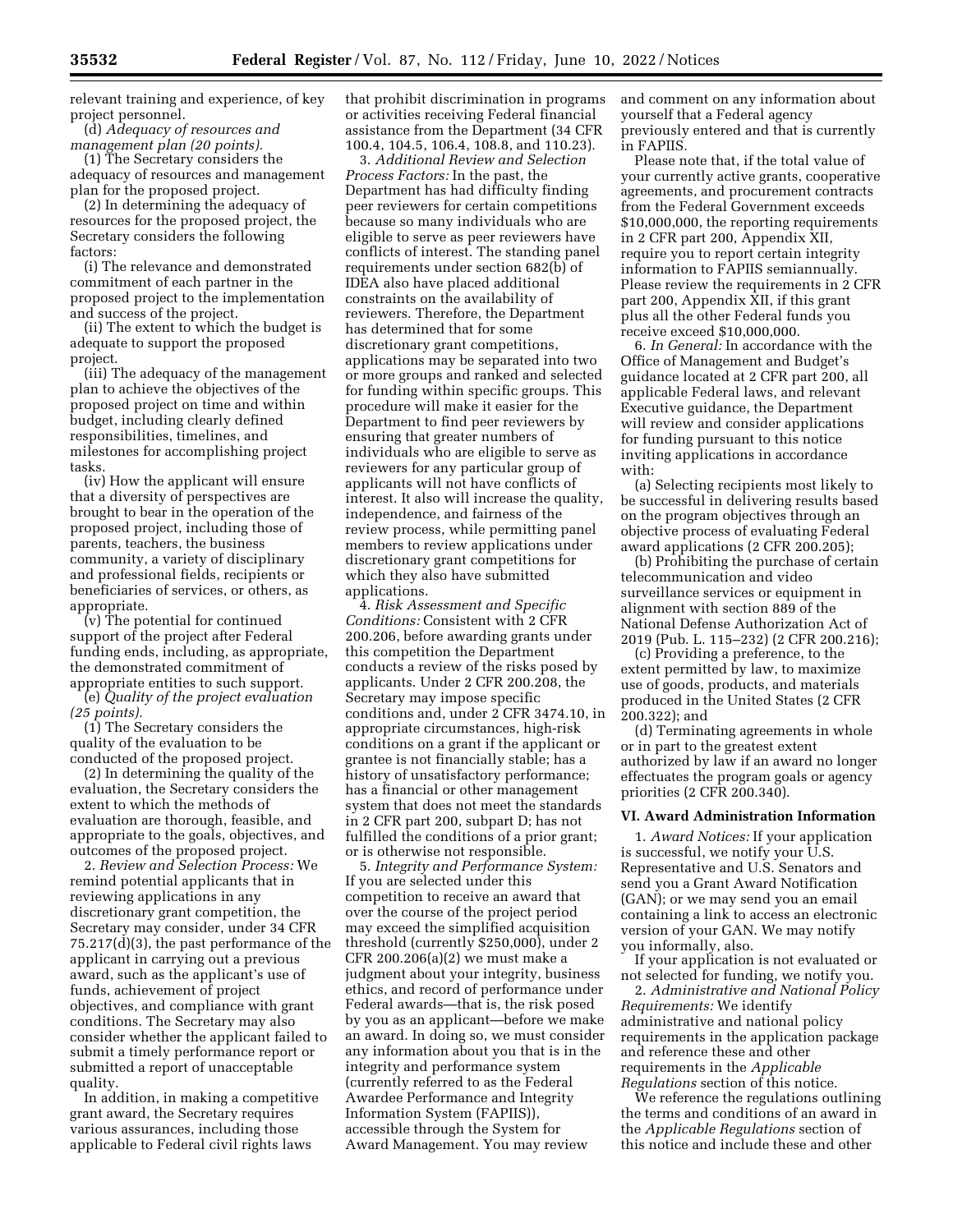relevant training and experience, of key project personnel.

(d) *Adequacy of resources and management plan (20 points).*

(1) The Secretary considers the adequacy of resources and management plan for the proposed project.

(2) In determining the adequacy of resources for the proposed project, the Secretary considers the following factors:

(i) The relevance and demonstrated commitment of each partner in the proposed project to the implementation and success of the project.

(ii) The extent to which the budget is adequate to support the proposed project.

(iii) The adequacy of the management plan to achieve the objectives of the proposed project on time and within budget, including clearly defined responsibilities, timelines, and milestones for accomplishing project tasks.

(iv) How the applicant will ensure that a diversity of perspectives are brought to bear in the operation of the proposed project, including those of parents, teachers, the business community, a variety of disciplinary and professional fields, recipients or beneficiaries of services, or others, as appropriate.

(v) The potential for continued support of the project after Federal funding ends, including, as appropriate, the demonstrated commitment of appropriate entities to such support.

(e) *Quality of the project evaluation (25 points).*

(1) The Secretary considers the quality of the evaluation to be conducted of the proposed project.

(2) In determining the quality of the evaluation, the Secretary considers the extent to which the methods of evaluation are thorough, feasible, and appropriate to the goals, objectives, and outcomes of the proposed project.

2. *Review and Selection Process:* We remind potential applicants that in reviewing applications in any discretionary grant competition, the Secretary may consider, under 34 CFR 75.217(d)(3), the past performance of the applicant in carrying out a previous award, such as the applicant's use of funds, achievement of project objectives, and compliance with grant conditions. The Secretary may also consider whether the applicant failed to submit a timely performance report or submitted a report of unacceptable quality.

In addition, in making a competitive grant award, the Secretary requires various assurances, including those applicable to Federal civil rights laws that prohibit discrimination in programs or activities receiving Federal financial assistance from the Department (34 CFR 100.4, 104.5, 106.4, 108.8, and 110.23).

3. *Additional Review and Selection Process Factors:* In the past, the Department has had difficulty finding peer reviewers for certain competitions because so many individuals who are eligible to serve as peer reviewers have conflicts of interest. The standing panel requirements under section 682(b) of IDEA also have placed additional constraints on the availability of reviewers. Therefore, the Department has determined that for some discretionary grant competitions, applications may be separated into two or more groups and ranked and selected for funding within specific groups. This procedure will make it easier for the Department to find peer reviewers by ensuring that greater numbers of individuals who are eligible to serve as reviewers for any particular group of applicants will not have conflicts of interest. It also will increase the quality, independence, and fairness of the review process, while permitting panel members to review applications under discretionary grant competitions for which they also have submitted applications.

4. *Risk Assessment and Specific Conditions:* Consistent with 2 CFR 200.206, before awarding grants under this competition the Department conducts a review of the risks posed by applicants. Under 2 CFR 200.208, the Secretary may impose specific conditions and, under 2 CFR 3474.10, in appropriate circumstances, high-risk conditions on a grant if the applicant or grantee is not financially stable; has a history of unsatisfactory performance; has a financial or other management system that does not meet the standards in 2 CFR part 200, subpart D; has not fulfilled the conditions of a prior grant; or is otherwise not responsible.

5. *Integrity and Performance System:* If you are selected under this competition to receive an award that over the course of the project period may exceed the simplified acquisition threshold (currently $250,000), under 2 CFR 200.206(a)(2) we must make a judgment about your integrity, business ethics, and record of performance under Federal awards—that is, the risk posed by you as an applicant—before we make an award. In doing so, we must consider any information about you that is in the integrity and performance system (currently referred to as the Federal Awardee Performance and Integrity Information System (FAPIIS)), accessible through the System for Award Management. You may review and comment on any information about yourself that a Federal agency previously entered and that is currently in FAPIIS.

Please note that, if the total value of your currently active grants, cooperative agreements, and procurement contracts from the Federal Government exceeds $10,000,000, the reporting requirements in 2 CFR part 200, Appendix XII, require you to report certain integrity information to FAPIIS semiannually. Please review the requirements in 2 CFR part 200, Appendix XII, if this grant plus all the other Federal funds you receive exceed $10,000,000.

6. *In General:* In accordance with the Office of Management and Budget's guidance located at 2 CFR part 200, all applicable Federal laws, and relevant Executive guidance, the Department will review and consider applications for funding pursuant to this notice inviting applications in accordance with:

(a) Selecting recipients most likely to be successful in delivering results based on the program objectives through an objective process of evaluating Federal award applications (2 CFR 200.205);

(b) Prohibiting the purchase of certain telecommunication and video surveillance services or equipment in alignment with section 889 of the National Defense Authorization Act of 2019 (Pub. L. 115–232) (2 CFR 200.216);

(c) Providing a preference, to the extent permitted by law, to maximize use of goods, products, and materials produced in the United States (2 CFR 200.322); and

(d) Terminating agreements in whole or in part to the greatest extent authorized by law if an award no longer effectuates the program goals or agency priorities (2 CFR 200.340).

### VI. Award Administration Information

1. *Award Notices:* If your application is successful, we notify your U.S. Representative and U.S. Senators and send you a Grant Award Notification (GAN); or we may send you an email containing a link to access an electronic version of your GAN. We may notify you informally, also.

If your application is not evaluated or not selected for funding, we notify you.

2. *Administrative and National Policy Requirements:* We identify administrative and national policy requirements in the application package and reference these and other requirements in the *Applicable Regulations* section of this notice.

We reference the regulations outlining the terms and conditions of an award in the *Applicable Regulations* section of this notice and include these and other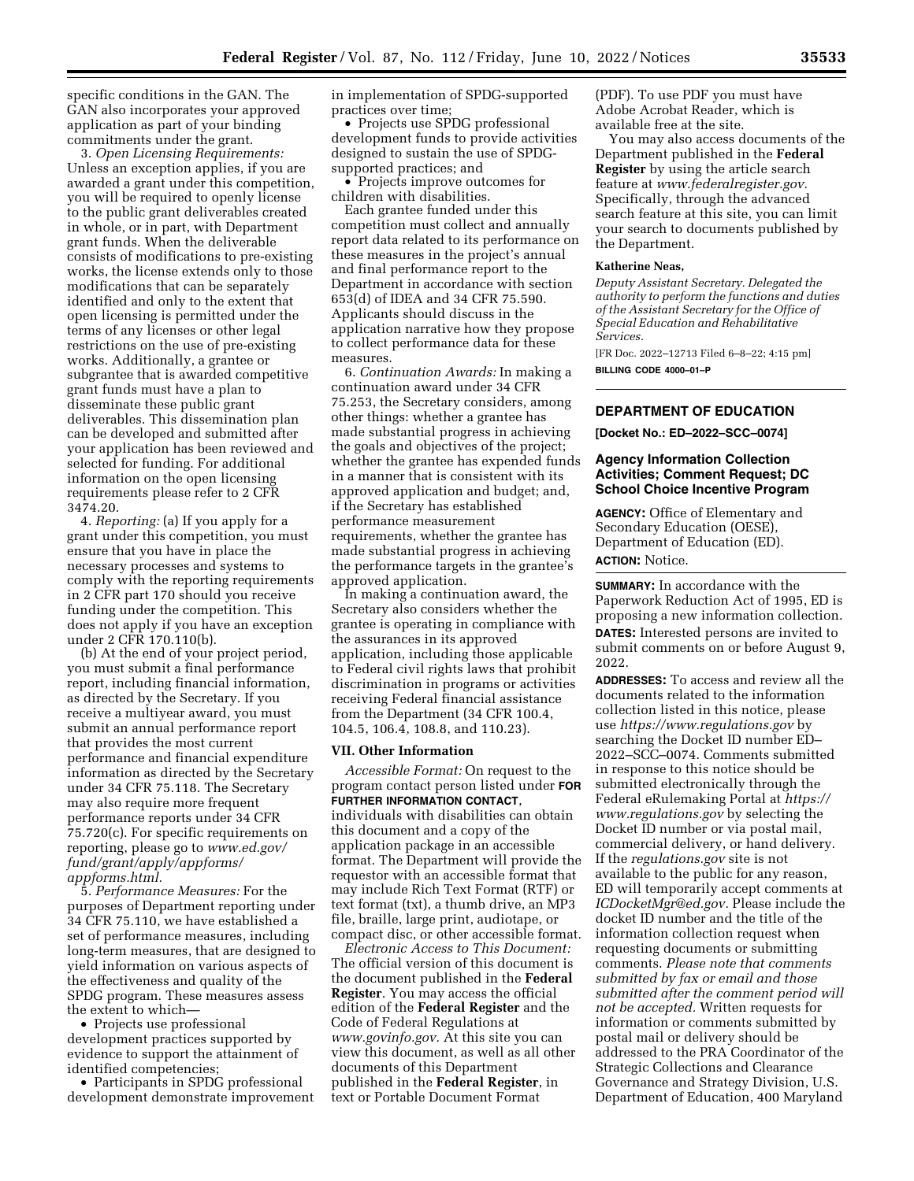specific conditions in the GAN. The GAN also incorporates your approved application as part of your binding commitments under the grant.

3. *Open Licensing Requirements:* Unless an exception applies, if you are awarded a grant under this competition, you will be required to openly license to the public grant deliverables created in whole, or in part, with Department grant funds. When the deliverable consists of modifications to pre-existing works, the license extends only to those modifications that can be separately identified and only to the extent that open licensing is permitted under the terms of any licenses or other legal restrictions on the use of pre-existing works. Additionally, a grantee or subgrantee that is awarded competitive grant funds must have a plan to disseminate these public grant deliverables. This dissemination plan can be developed and submitted after your application has been reviewed and selected for funding. For additional information on the open licensing requirements please refer to 2 CFR 3474.20.

4. *Reporting:* (a) If you apply for a grant under this competition, you must ensure that you have in place the necessary processes and systems to comply with the reporting requirements in 2 CFR part 170 should you receive funding under the competition. This does not apply if you have an exception under 2 CFR 170.110(b).

(b) At the end of your project period, you must submit a final performance report, including financial information, as directed by the Secretary. If you receive a multiyear award, you must submit an annual performance report that provides the most current performance and financial expenditure information as directed by the Secretary under 34 CFR 75.118. The Secretary may also require more frequent performance reports under 34 CFR 75.720(c). For specific requirements on reporting, please go to *www.ed.gov/fund/grant/apply/appforms/appforms.html.*

5. *Performance Measures:* For the purposes of Department reporting under 34 CFR 75.110, we have established a set of performance measures, including long-term measures, that are designed to yield information on various aspects of the effectiveness and quality of the SPDG program. These measures assess the extent to which—

- Projects use professional development practices supported by evidence to support the attainment of identified competencies;
- Participants in SPDG professional development demonstrate improvement in implementation of SPDG-supported practices over time;
- Projects use SPDG professional development funds to provide activities designed to sustain the use of SPDG-supported practices; and
- Projects improve outcomes for children with disabilities.

Each grantee funded under this competition must collect and annually report data related to its performance on these measures in the project's annual and final performance report to the Department in accordance with section 653(d) of IDEA and 34 CFR 75.590. Applicants should discuss in the application narrative how they propose to collect performance data for these measures.

6. *Continuation Awards:* In making a continuation award under 34 CFR 75.253, the Secretary considers, among other things: whether a grantee has made substantial progress in achieving the goals and objectives of the project; whether the grantee has expended funds in a manner that is consistent with its approved application and budget; and, if the Secretary has established performance measurement requirements, whether the grantee has made substantial progress in achieving the performance targets in the grantee's approved application.

In making a continuation award, the Secretary also considers whether the grantee is operating in compliance with the assurances in its approved application, including those applicable to Federal civil rights laws that prohibit discrimination in programs or activities receiving Federal financial assistance from the Department (34 CFR 100.4, 104.5, 106.4, 108.8, and 110.23).

## VII. Other Information

*Accessible Format:* On request to the program contact person listed under **FOR FURTHER INFORMATION CONTACT**, individuals with disabilities can obtain this document and a copy of the application package in an accessible format. The Department will provide the requestor with an accessible format that may include Rich Text Format (RTF) or text format (txt), a thumb drive, an MP3 file, braille, large print, audiotape, or compact disc, or other accessible format.

*Electronic Access to This Document:* The official version of this document is the document published in the **Federal Register**. You may access the official edition of the **Federal Register** and the Code of Federal Regulations at *www.govinfo.gov.* At this site you can view this document, as well as all other documents of this Department published in the **Federal Register**, in text or Portable Document Format (PDF). To use PDF you must have Adobe Acrobat Reader, which is available free at the site.

You may also access documents of the Department published in the **Federal Register** by using the article search feature at *www.federalregister.gov.* Specifically, through the advanced search feature at this site, you can limit your search to documents published by the Department.

**Katherine Neas,**

*Deputy Assistant Secretary. Delegated the authority to perform the functions and duties of the Assistant Secretary for the Office of Special Education and Rehabilitative Services.*

[FR Doc. 2022–12713 Filed 6–8–22; 4:15 pm]

**BILLING CODE 4000–01–P**

---

## DEPARTMENT OF EDUCATION

**[Docket No.: ED–2022–SCC–0074]**

### Agency Information Collection Activities; Comment Request; DC School Choice Incentive Program

**AGENCY:** Office of Elementary and Secondary Education (OESE), Department of Education (ED).

**ACTION:** Notice.

**SUMMARY:** In accordance with the Paperwork Reduction Act of 1995, ED is proposing a new information collection.

**DATES:** Interested persons are invited to submit comments on or before August 9, 2022.

**ADDRESSES:** To access and review all the documents related to the information collection listed in this notice, please use *https://www.regulations.gov* by searching the Docket ID number ED–2022–SCC–0074. Comments submitted in response to this notice should be submitted electronically through the Federal eRulemaking Portal at *https://www.regulations.gov* by selecting the Docket ID number or via postal mail, commercial delivery, or hand delivery. If the *regulations.gov* site is not available to the public for any reason, ED will temporarily accept comments at *ICDocketMgr@ed.gov.* Please include the docket ID number and the title of the information collection request when requesting documents or submitting comments. *Please note that comments submitted by fax or email and those submitted after the comment period will not be accepted.* Written requests for information or comments submitted by postal mail or delivery should be addressed to the PRA Coordinator of the Strategic Collections and Clearance Governance and Strategy Division, U.S. Department of Education, 400 Maryland